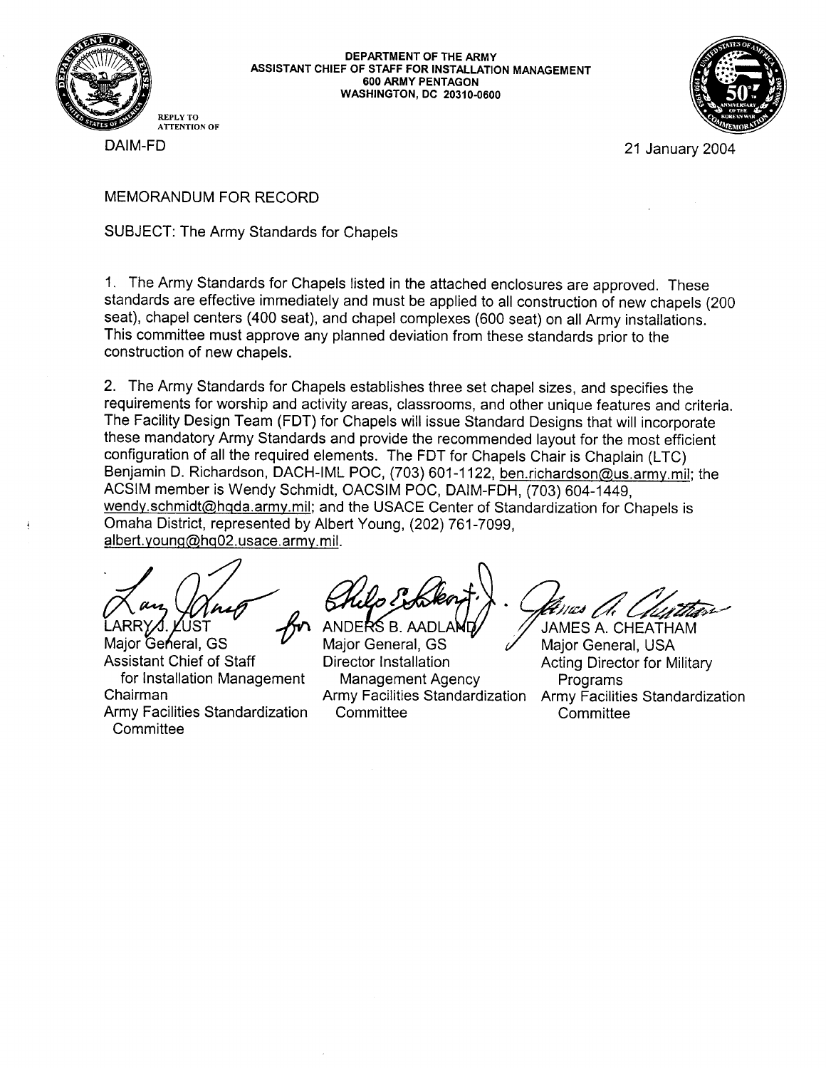DEPARTMENT OF THE ARMY
ASSISTANT CHIEF OF STAFF FOR INSTALLATION MANAGEMENT
600 ARMY PENTAGON
WASHINGTON, DC 20310-0600

REPLY TO
ATTENTION OF

DAIM-FD

21 January 2004

MEMORANDUM FOR RECORD

SUBJECT: The Army Standards for Chapels

1. The Army Standards for Chapels listed in the attached enclosures are approved. These standards are effective immediately and must be applied to all construction of new chapels (200 seat), chapel centers (400 seat), and chapel complexes (600 seat) on all Army installations. This committee must approve any planned deviation from these standards prior to the construction of new chapels.

2. The Army Standards for Chapels establishes three set chapel sizes, and specifies the requirements for worship and activity areas, classrooms, and other unique features and criteria. The Facility Design Team (FDT) for Chapels will issue Standard Designs that will incorporate these mandatory Army Standards and provide the recommended layout for the most efficient configuration of all the required elements. The FDT for Chapels Chair is Chaplain (LTC) Benjamin D. Richardson, DACH-IML POC, (703) 601-1122, ben.richardson@us.army.mil; the ACSIM member is Wendy Schmidt, OACSIM POC, DAIM-FDH, (703) 604-1449, wendy.schmidt@hqda.army.mil; and the USACE Center of Standardization for Chapels is Omaha District, represented by Albert Young, (202) 761-7099, albert.young@hq02.usace.army.mil.

LARRY J. LUST
Major General, GS
Assistant Chief of Staff
for Installation Management
Chairman
Army Facilities Standardization Committee

for ANDERS B. AADLAND
Major General, GS
Director Installation Management Agency
Army Facilities Standardization Committee

JAMES A. CHEATHAM
Major General, USA
Acting Director for Military Programs
Army Facilities Standardization Committee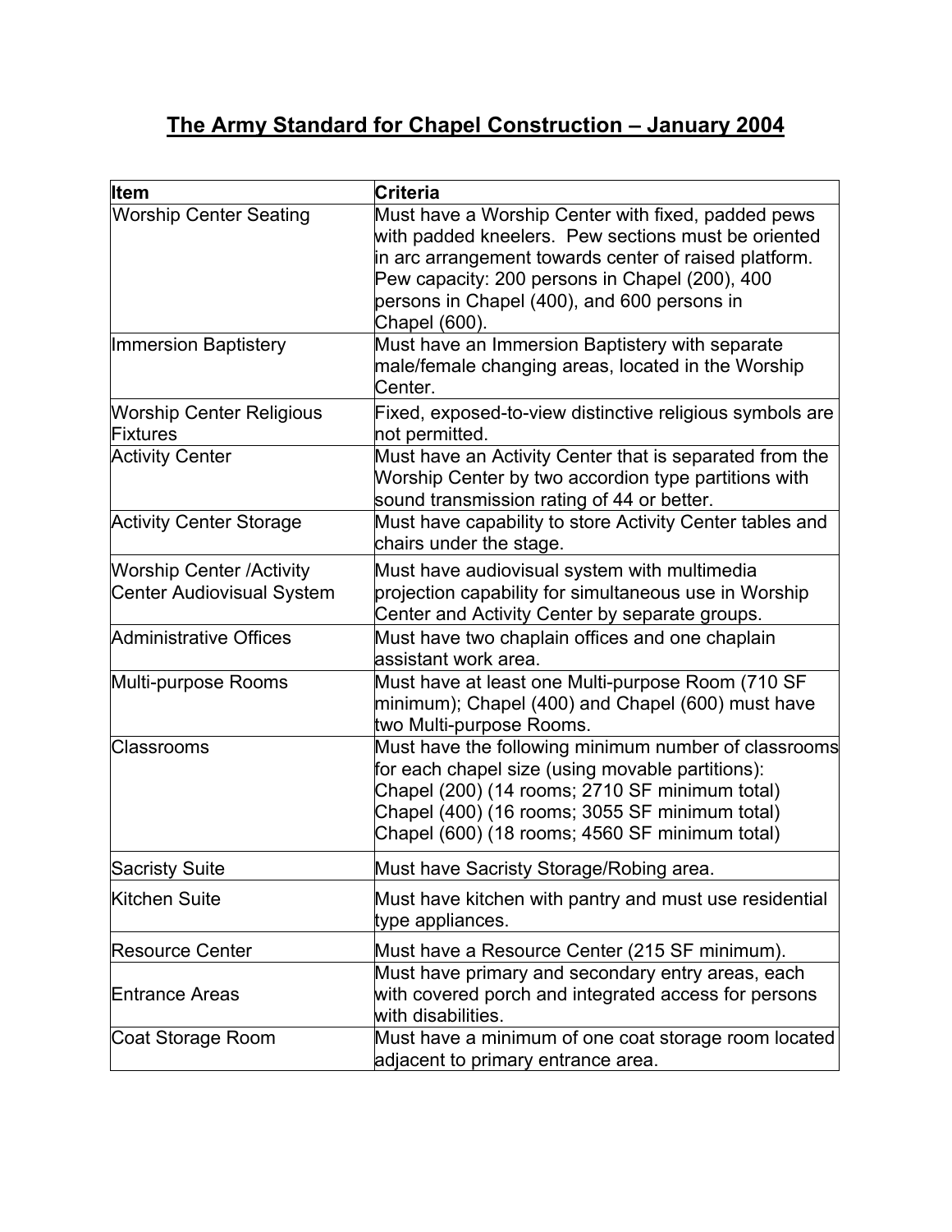# **The Army Standard for Chapel Construction – January 2004**

| **Item** | **Criteria** |
|---|---|
| Worship Center Seating | Must have a Worship Center with fixed, padded pews with padded kneelers. Pew sections must be oriented in arc arrangement towards center of raised platform. Pew capacity: 200 persons in Chapel (200), 400 persons in Chapel (400), and 600 persons in Chapel (600). |
| Immersion Baptistery | Must have an Immersion Baptistery with separate male/female changing areas, located in the Worship Center. |
| Worship Center Religious Fixtures | Fixed, exposed-to-view distinctive religious symbols are not permitted. |
| Activity Center | Must have an Activity Center that is separated from the Worship Center by two accordion type partitions with sound transmission rating of 44 or better. |
| Activity Center Storage | Must have capability to store Activity Center tables and chairs under the stage. |
| Worship Center /Activity Center Audiovisual System | Must have audiovisual system with multimedia projection capability for simultaneous use in Worship Center and Activity Center by separate groups. |
| Administrative Offices | Must have two chaplain offices and one chaplain assistant work area. |
| Multi-purpose Rooms | Must have at least one Multi-purpose Room (710 SF minimum); Chapel (400) and Chapel (600) must have two Multi-purpose Rooms. |
| Classrooms | Must have the following minimum number of classrooms for each chapel size (using movable partitions):<br>Chapel (200) (14 rooms; 2710 SF minimum total)<br>Chapel (400) (16 rooms; 3055 SF minimum total)<br>Chapel (600) (18 rooms; 4560 SF minimum total) |
| Sacristy Suite | Must have Sacristy Storage/Robing area. |
| Kitchen Suite | Must have kitchen with pantry and must use residential type appliances. |
| Resource Center | Must have a Resource Center (215 SF minimum). |
| Entrance Areas | Must have primary and secondary entry areas, each with covered porch and integrated access for persons with disabilities. |
| Coat Storage Room | Must have a minimum of one coat storage room located adjacent to primary entrance area. |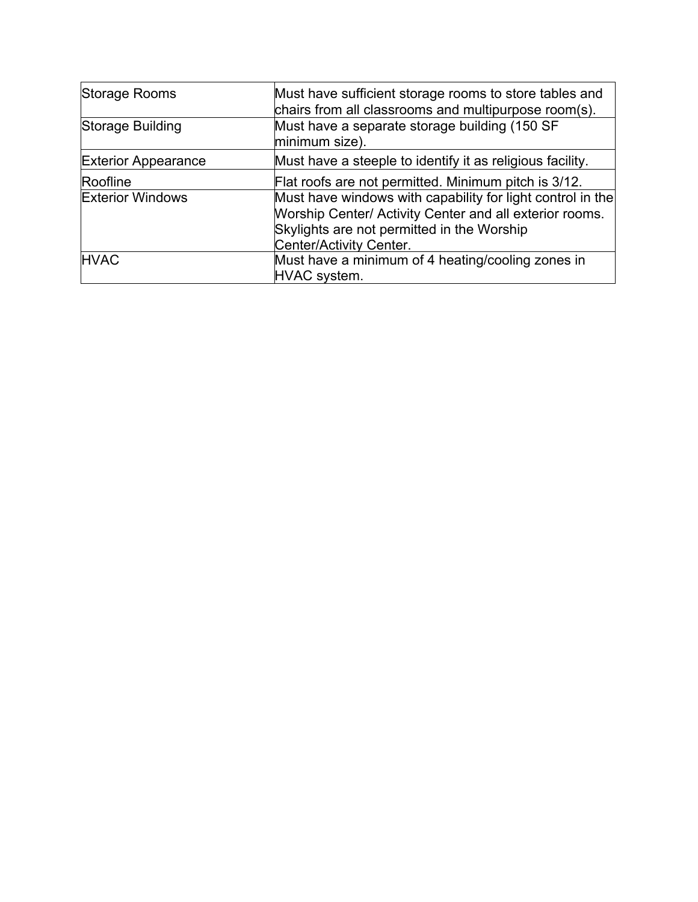| Storage Rooms | Must have sufficient storage rooms to store tables and chairs from all classrooms and multipurpose room(s). |
| --- | --- |
| Storage Building | Must have a separate storage building (150 SF minimum size). |
| Exterior Appearance | Must have a steeple to identify it as religious facility. |
| Roofline | Flat roofs are not permitted. Minimum pitch is 3/12. |
| Exterior Windows | Must have windows with capability for light control in the Worship Center/ Activity Center and all exterior rooms. Skylights are not permitted in the Worship Center/Activity Center. |
| HVAC | Must have a minimum of 4 heating/cooling zones in HVAC system. |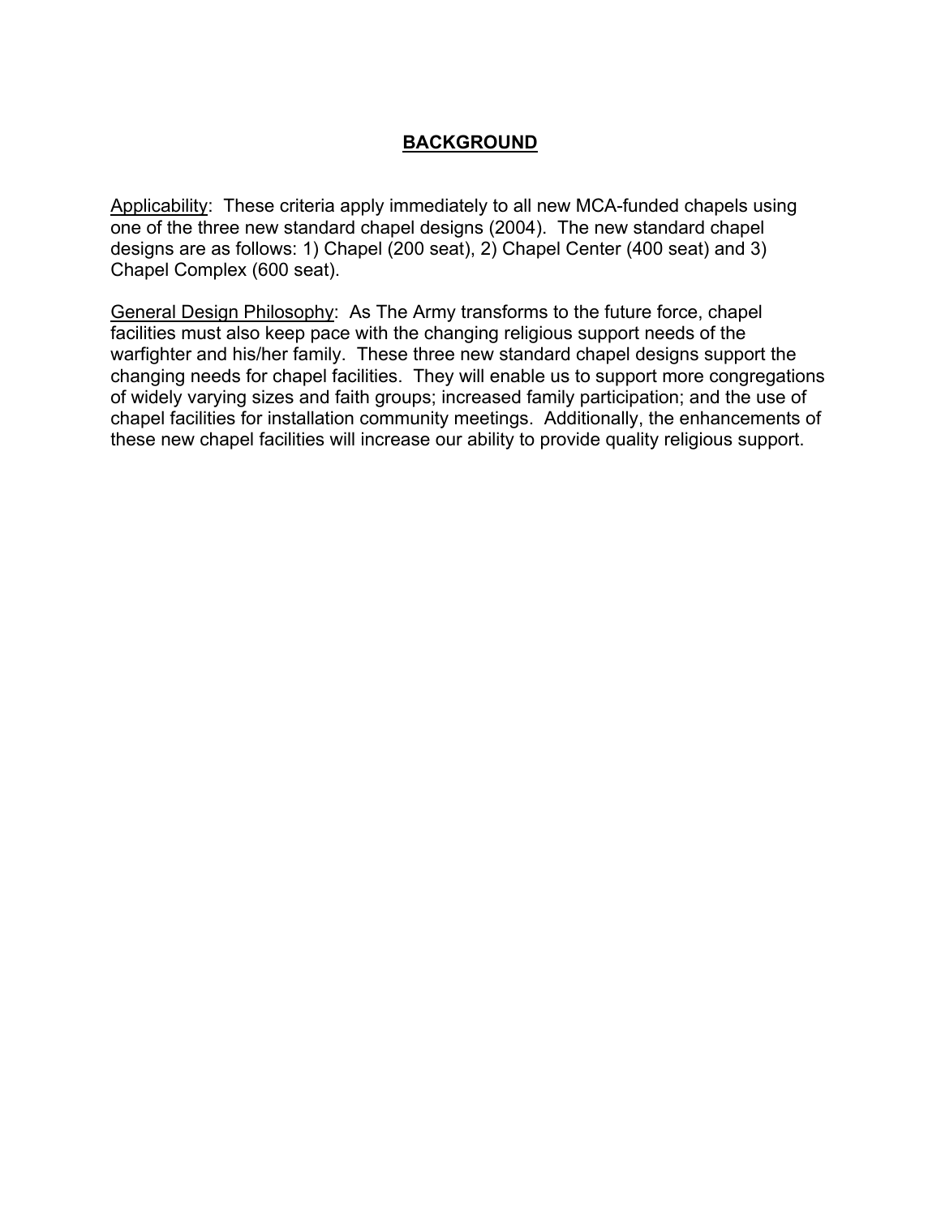# BACKGROUND

Applicability: These criteria apply immediately to all new MCA-funded chapels using one of the three new standard chapel designs (2004). The new standard chapel designs are as follows: 1) Chapel (200 seat), 2) Chapel Center (400 seat) and 3) Chapel Complex (600 seat).

General Design Philosophy: As The Army transforms to the future force, chapel facilities must also keep pace with the changing religious support needs of the warfighter and his/her family. These three new standard chapel designs support the changing needs for chapel facilities. They will enable us to support more congregations of widely varying sizes and faith groups; increased family participation; and the use of chapel facilities for installation community meetings. Additionally, the enhancements of these new chapel facilities will increase our ability to provide quality religious support.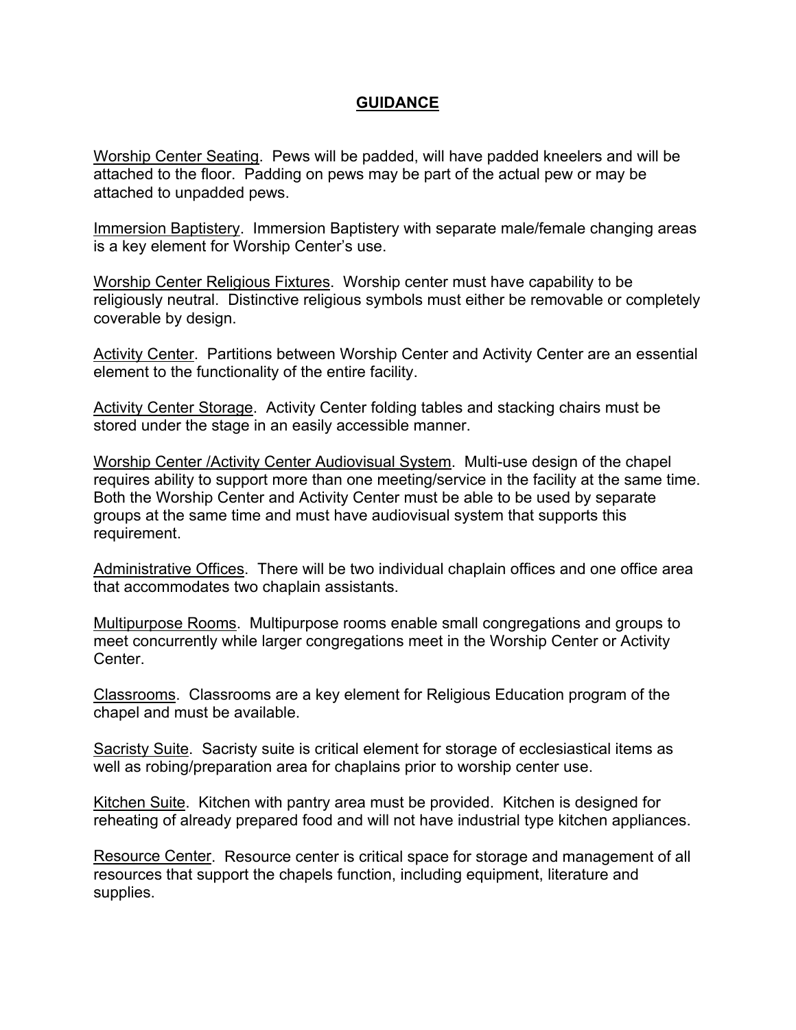## GUIDANCE

<u>Worship Center Seating</u>. Pews will be padded, will have padded kneelers and will be attached to the floor. Padding on pews may be part of the actual pew or may be attached to unpadded pews.

<u>Immersion Baptistery</u>. Immersion Baptistery with separate male/female changing areas is a key element for Worship Center's use.

<u>Worship Center Religious Fixtures</u>. Worship center must have capability to be religiously neutral. Distinctive religious symbols must either be removable or completely coverable by design.

<u>Activity Center</u>. Partitions between Worship Center and Activity Center are an essential element to the functionality of the entire facility.

<u>Activity Center Storage</u>. Activity Center folding tables and stacking chairs must be stored under the stage in an easily accessible manner.

<u>Worship Center /Activity Center Audiovisual System</u>. Multi-use design of the chapel requires ability to support more than one meeting/service in the facility at the same time. Both the Worship Center and Activity Center must be able to be used by separate groups at the same time and must have audiovisual system that supports this requirement.

<u>Administrative Offices</u>. There will be two individual chaplain offices and one office area that accommodates two chaplain assistants.

<u>Multipurpose Rooms</u>. Multipurpose rooms enable small congregations and groups to meet concurrently while larger congregations meet in the Worship Center or Activity Center.

<u>Classrooms</u>. Classrooms are a key element for Religious Education program of the chapel and must be available.

<u>Sacristy Suite</u>. Sacristy suite is critical element for storage of ecclesiastical items as well as robing/preparation area for chaplains prior to worship center use.

<u>Kitchen Suite</u>. Kitchen with pantry area must be provided. Kitchen is designed for reheating of already prepared food and will not have industrial type kitchen appliances.

<u>Resource Center</u>. Resource center is critical space for storage and management of all resources that support the chapels function, including equipment, literature and supplies.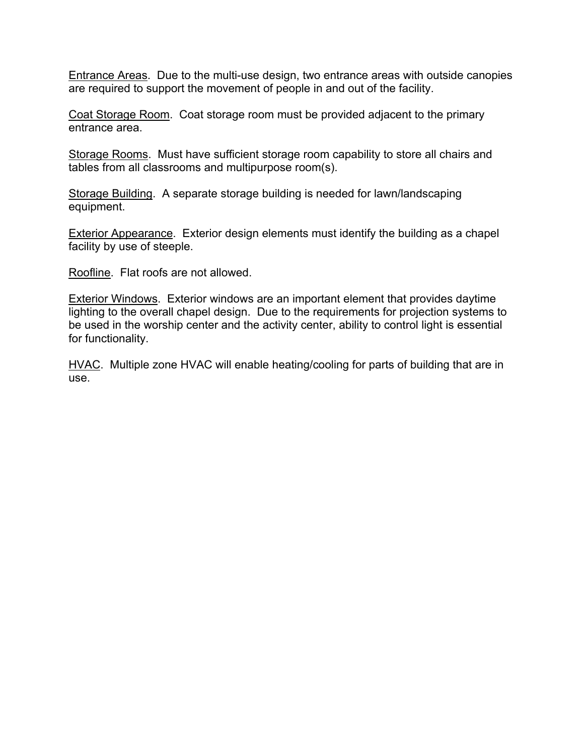<u>Entrance Areas</u>. Due to the multi-use design, two entrance areas with outside canopies are required to support the movement of people in and out of the facility.

<u>Coat Storage Room</u>. Coat storage room must be provided adjacent to the primary entrance area.

<u>Storage Rooms</u>. Must have sufficient storage room capability to store all chairs and tables from all classrooms and multipurpose room(s).

<u>Storage Building</u>. A separate storage building is needed for lawn/landscaping equipment.

<u>Exterior Appearance</u>. Exterior design elements must identify the building as a chapel facility by use of steeple.

<u>Roofline</u>. Flat roofs are not allowed.

<u>Exterior Windows</u>. Exterior windows are an important element that provides daytime lighting to the overall chapel design. Due to the requirements for projection systems to be used in the worship center and the activity center, ability to control light is essential for functionality.

<u>HVAC</u>. Multiple zone HVAC will enable heating/cooling for parts of building that are in use.